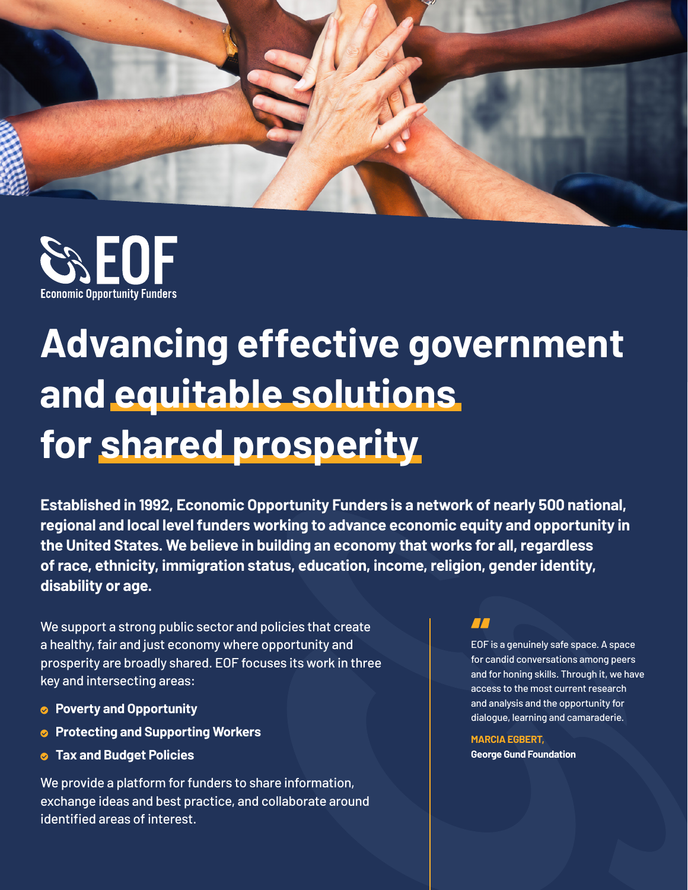EOF
Economic Opportunity Funders

# Advancing effective government and equitable solutions for shared prosperity

**Established in 1992, Economic Opportunity Funders is a network of nearly 500 national, regional and local level funders working to advance economic equity and opportunity in the United States. We believe in building an economy that works for all, regardless of race, ethnicity, immigration status, education, income, religion, gender identity, disability or age.**

We support a strong public sector and policies that create a healthy, fair and just economy where opportunity and prosperity are broadly shared. EOF focuses its work in three key and intersecting areas:

- **Poverty and Opportunity**
- **Protecting and Supporting Workers**
- **Tax and Budget Policies**

We provide a platform for funders to share information, exchange ideas and best practice, and collaborate around identified areas of interest.

> EOF is a genuinely safe space. A space for candid conversations among peers and for honing skills. Through it, we have access to the most current research and analysis and the opportunity for dialogue, learning and camaraderie.
>
> **MARCIA EGBERT,**
> **George Gund Foundation**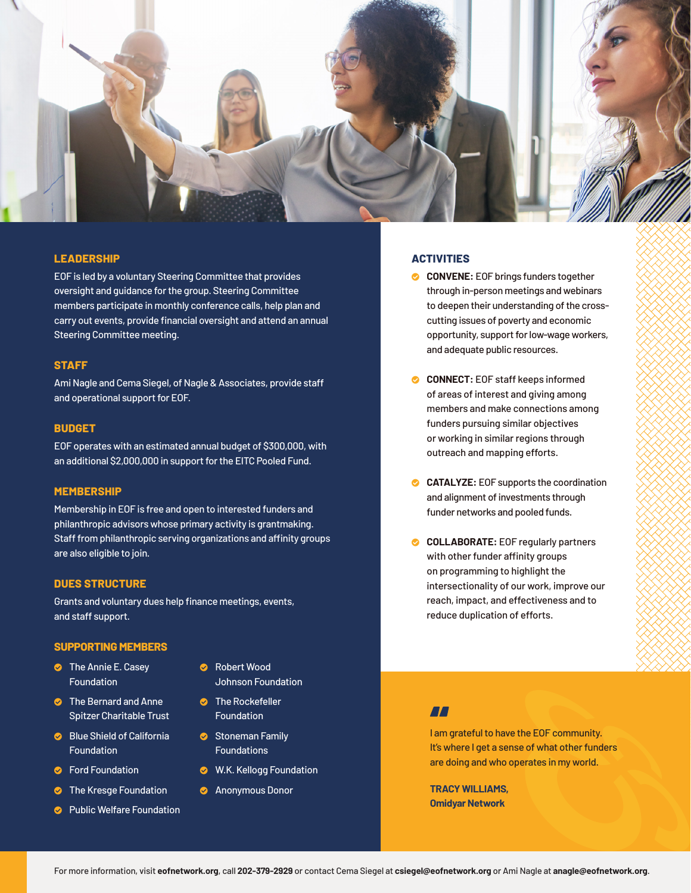## LEADERSHIP

EOF is led by a voluntary Steering Committee that provides oversight and guidance for the group. Steering Committee members participate in monthly conference calls, help plan and carry out events, provide financial oversight and attend an annual Steering Committee meeting.

## STAFF

Ami Nagle and Cema Siegel, of Nagle & Associates, provide staff and operational support for EOF.

## BUDGET

EOF operates with an estimated annual budget of $300,000, with an additional $2,000,000 in support for the EITC Pooled Fund.

## MEMBERSHIP

Membership in EOF is free and open to interested funders and philanthropic advisors whose primary activity is grantmaking. Staff from philanthropic serving organizations and affinity groups are also eligible to join.

## DUES STRUCTURE

Grants and voluntary dues help finance meetings, events, and staff support.

## SUPPORTING MEMBERS

- The Annie E. Casey Foundation
- The Bernard and Anne Spitzer Charitable Trust
- Blue Shield of California Foundation
- Ford Foundation
- The Kresge Foundation
- Public Welfare Foundation
- Robert Wood Johnson Foundation
- The Rockefeller Foundation
- Stoneman Family Foundations
- W.K. Kellogg Foundation
- Anonymous Donor

## ACTIVITIES

- **CONVENE:** EOF brings funders together through in-person meetings and webinars to deepen their understanding of the cross-cutting issues of poverty and economic opportunity, support for low-wage workers, and adequate public resources.
- **CONNECT:** EOF staff keeps informed of areas of interest and giving among members and make connections among funders pursuing similar objectives or working in similar regions through outreach and mapping efforts.
- **CATALYZE:** EOF supports the coordination and alignment of investments through funder networks and pooled funds.
- **COLLABORATE:** EOF regularly partners with other funder affinity groups on programming to highlight the intersectionality of our work, improve our reach, impact, and effectiveness and to reduce duplication of efforts.

> I am grateful to have the EOF community. It's where I get a sense of what other funders are doing and who operates in my world.
>
> **TRACY WILLIAMS, Omidyar Network**

For more information, visit **eofnetwork.org**, call **202-379-2929** or contact Cema Siegel at **csiegel@eofnetwork.org** or Ami Nagle at **anagle@eofnetwork.org**.